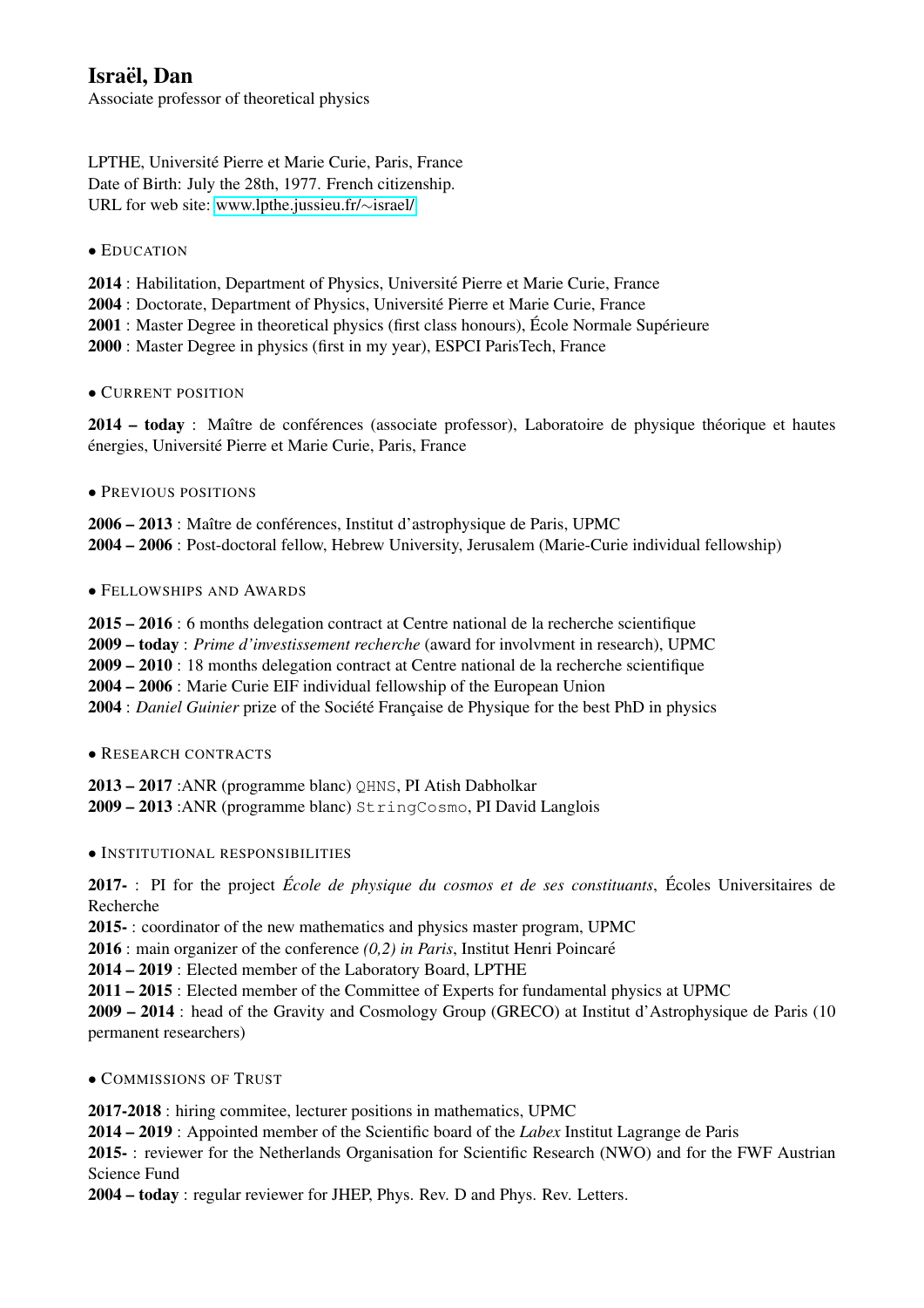# Israël, Dan

Associate professor of theoretical physics

LPTHE, Université Pierre et Marie Curie, Paris, France
Date of Birth: July the 28th, 1977. French citizenship.
URL for web site: [www.lpthe.jussieu.fr/∼israel/](www.lpthe.jussieu.fr/~israel/)

## • Education

**2014** : Habilitation, Department of Physics, Université Pierre et Marie Curie, France
**2004** : Doctorate, Department of Physics, Université Pierre et Marie Curie, France
**2001** : Master Degree in theoretical physics (first class honours), École Normale Supérieure
**2000** : Master Degree in physics (first in my year), ESPCI ParisTech, France

## • Current position

**2014 – today** : Maître de conférences (associate professor), Laboratoire de physique théorique et hautes énergies, Université Pierre et Marie Curie, Paris, France

## • Previous positions

**2006 – 2013** : Maître de conférences, Institut d'astrophysique de Paris, UPMC
**2004 – 2006** : Post-doctoral fellow, Hebrew University, Jerusalem (Marie-Curie individual fellowship)

## • Fellowships and Awards

**2015 – 2016** : 6 months delegation contract at Centre national de la recherche scientifique
**2009 – today** : *Prime d'investissement recherche* (award for involvment in research), UPMC
**2009 – 2010** : 18 months delegation contract at Centre national de la recherche scientifique
**2004 – 2006** : Marie Curie EIF individual fellowship of the European Union
**2004** : *Daniel Guinier* prize of the Société Française de Physique for the best PhD in physics

## • Research contracts

**2013 – 2017** :ANR (programme blanc) `QHNS`, PI Atish Dabholkar
**2009 – 2013** :ANR (programme blanc) `StringCosmo`, PI David Langlois

## • Institutional responsibilities

**2017-** : PI for the project *École de physique du cosmos et de ses constituants*, Écoles Universitaires de Recherche
**2015-** : coordinator of the new mathematics and physics master program, UPMC
**2016** : main organizer of the conference *(0,2) in Paris*, Institut Henri Poincaré
**2014 – 2019** : Elected member of the Laboratory Board, LPTHE
**2011 – 2015** : Elected member of the Committee of Experts for fundamental physics at UPMC
**2009 – 2014** : head of the Gravity and Cosmology Group (GRECO) at Institut d'Astrophysique de Paris (10 permanent researchers)

## • Commissions of Trust

**2017-2018** : hiring commitee, lecturer positions in mathematics, UPMC
**2014 – 2019** : Appointed member of the Scientific board of the *Labex* Institut Lagrange de Paris
**2015-** : reviewer for the Netherlands Organisation for Scientific Research (NWO) and for the FWF Austrian Science Fund
**2004 – today** : regular reviewer for JHEP, Phys. Rev. D and Phys. Rev. Letters.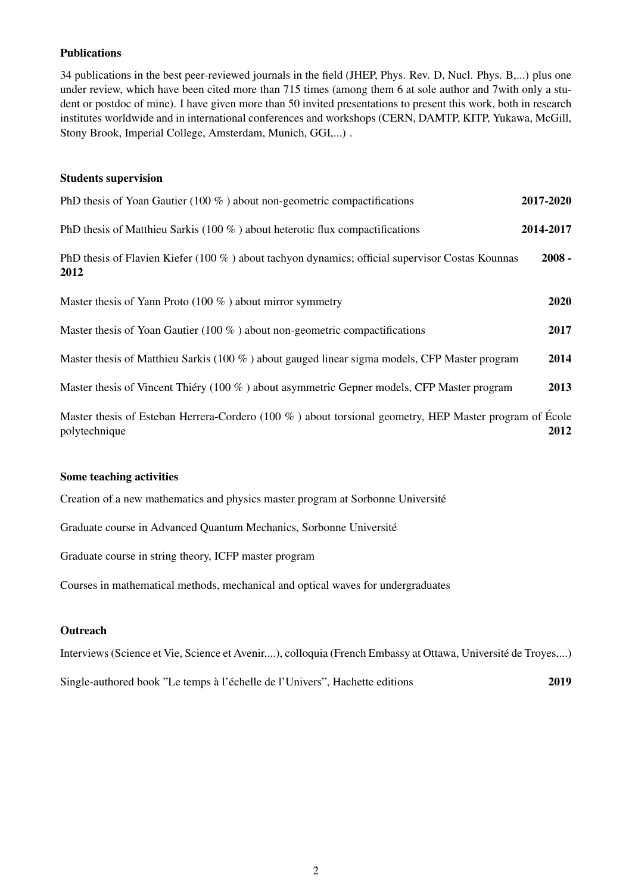**Publications**

34 publications in the best peer-reviewed journals in the field (JHEP, Phys. Rev. D, Nucl. Phys. B,...) plus one under review, which have been cited more than 715 times (among them 6 at sole author and 7with only a student or postdoc of mine). I have given more than 50 invited presentations to present this work, both in research institutes worldwide and in international conferences and workshops (CERN, DAMTP, KITP, Yukawa, McGill, Stony Brook, Imperial College, Amsterdam, Munich, GGI,...) .

**Students supervision**

PhD thesis of Yoan Gautier (100 % ) about non-geometric compactifications **2017-2020**

PhD thesis of Matthieu Sarkis (100 % ) about heterotic flux compactifications **2014-2017**

PhD thesis of Flavien Kiefer (100 % ) about tachyon dynamics; official supervisor Costas Kounnas **2008 - 2012**

Master thesis of Yann Proto (100 % ) about mirror symmetry **2020**

Master thesis of Yoan Gautier (100 % ) about non-geometric compactifications **2017**

Master thesis of Matthieu Sarkis (100 % ) about gauged linear sigma models, CFP Master program **2014**

Master thesis of Vincent Thiéry (100 % ) about asymmetric Gepner models, CFP Master program **2013**

Master thesis of Esteban Herrera-Cordero (100 % ) about torsional geometry, HEP Master program of École polytechnique **2012**

**Some teaching activities**

Creation of a new mathematics and physics master program at Sorbonne Université

Graduate course in Advanced Quantum Mechanics, Sorbonne Université

Graduate course in string theory, ICFP master program

Courses in mathematical methods, mechanical and optical waves for undergraduates

**Outreach**

Interviews (Science et Vie, Science et Avenir,...), colloquia (French Embassy at Ottawa, Université de Troyes,...)

Single-authored book "Le temps à l'échelle de l'Univers", Hachette editions **2019**